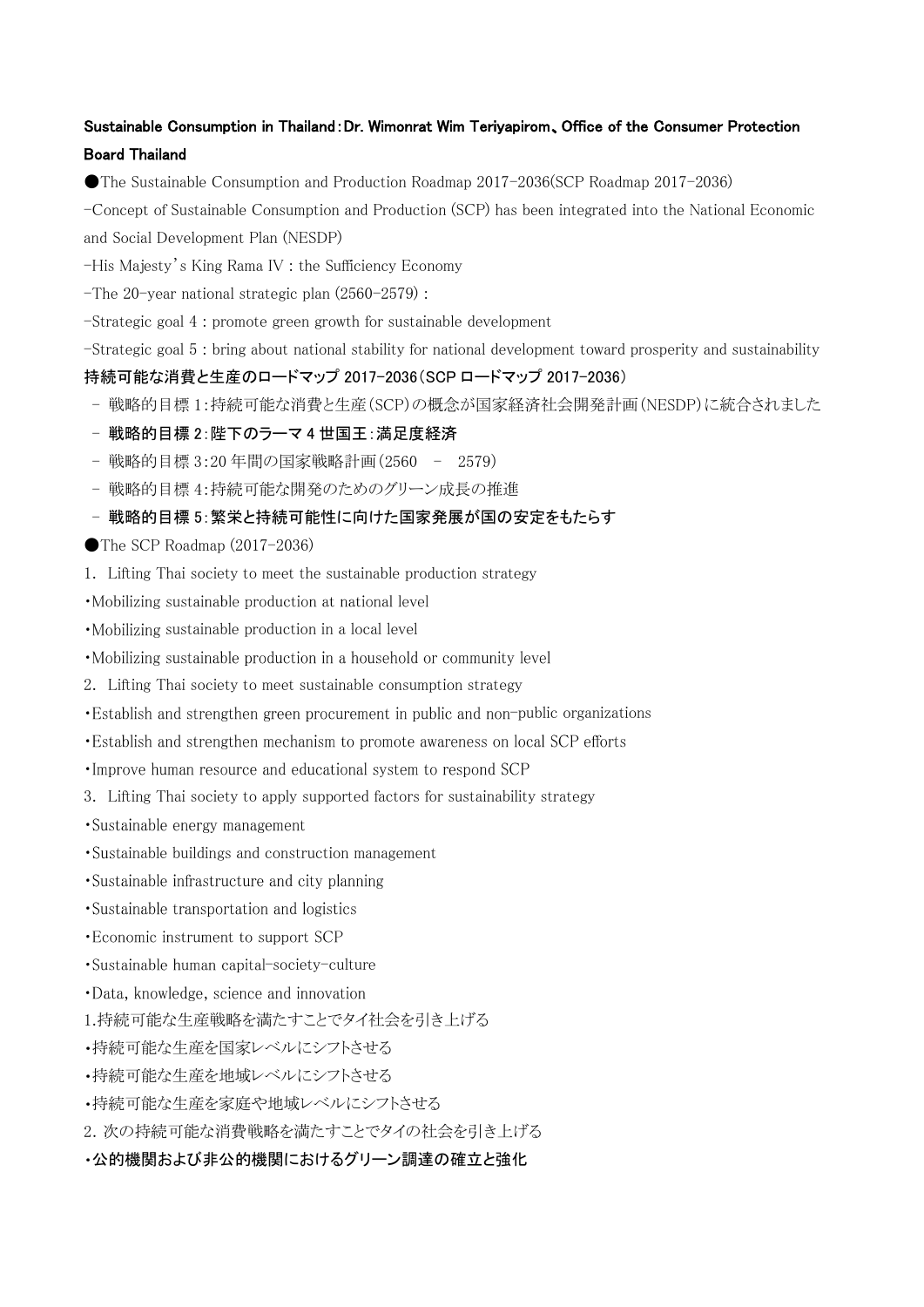**Sustainable Consumption in Thailand：Dr. Wimonrat Wim Teriyapirom、Office of the Consumer Protection Board Thailand**

●The Sustainable Consumption and Production Roadmap 2017-2036(SCP Roadmap 2017-2036)

-Concept of Sustainable Consumption and Production (SCP) has been integrated into the National Economic and Social Development Plan (NESDP)

-His Majesty's King Rama IV : the Sufficiency Economy

-The 20-year national strategic plan (2560-2579) :

-Strategic goal 4 : promote green growth for sustainable development

-Strategic goal 5 : bring about national stability for national development toward prosperity and sustainability

**持続可能な消費と生産のロードマップ 2017-2036（SCP ロードマップ 2017-2036）**

- 戦略的目標 1：持続可能な消費と生産（SCP）の概念が国家経済社会開発計画（NESDP）に統合されました
- **戦略的目標 2：陛下のラーマ 4 世国王：満足度経済**
- 戦略的目標 3：20 年間の国家戦略計画（2560 – 2579）
- 戦略的目標 4：持続可能な開発のためのグリーン成長の推進
- **戦略的目標 5：繁栄と持続可能性に向けた国家発展が国の安定をもたらす**

●The SCP Roadmap (2017-2036)

1. Lifting Thai society to meet the sustainable production strategy

・Mobilizing sustainable production at national level

・Mobilizing sustainable production in a local level

・Mobilizing sustainable production in a household or community level

2. Lifting Thai society to meet sustainable consumption strategy

・Establish and strengthen green procurement in public and non-public organizations

・Establish and strengthen mechanism to promote awareness on local SCP efforts

・Improve human resource and educational system to respond SCP

3. Lifting Thai society to apply supported factors for sustainability strategy

・Sustainable energy management

・Sustainable buildings and construction management

・Sustainable infrastructure and city planning

・Sustainable transportation and logistics

・Economic instrument to support SCP

・Sustainable human capital-society-culture

・Data, knowledge, science and innovation

1.持続可能な生産戦略を満たすことでタイ社会を引き上げる

・持続可能な生産を国家レベルにシフトさせる

・持続可能な生産を地域レベルにシフトさせる

・持続可能な生産を家庭や地域レベルにシフトさせる

2. 次の持続可能な消費戦略を満たすことでタイの社会を引き上げる

**・公的機関および非公的機関におけるグリーン調達の確立と強化**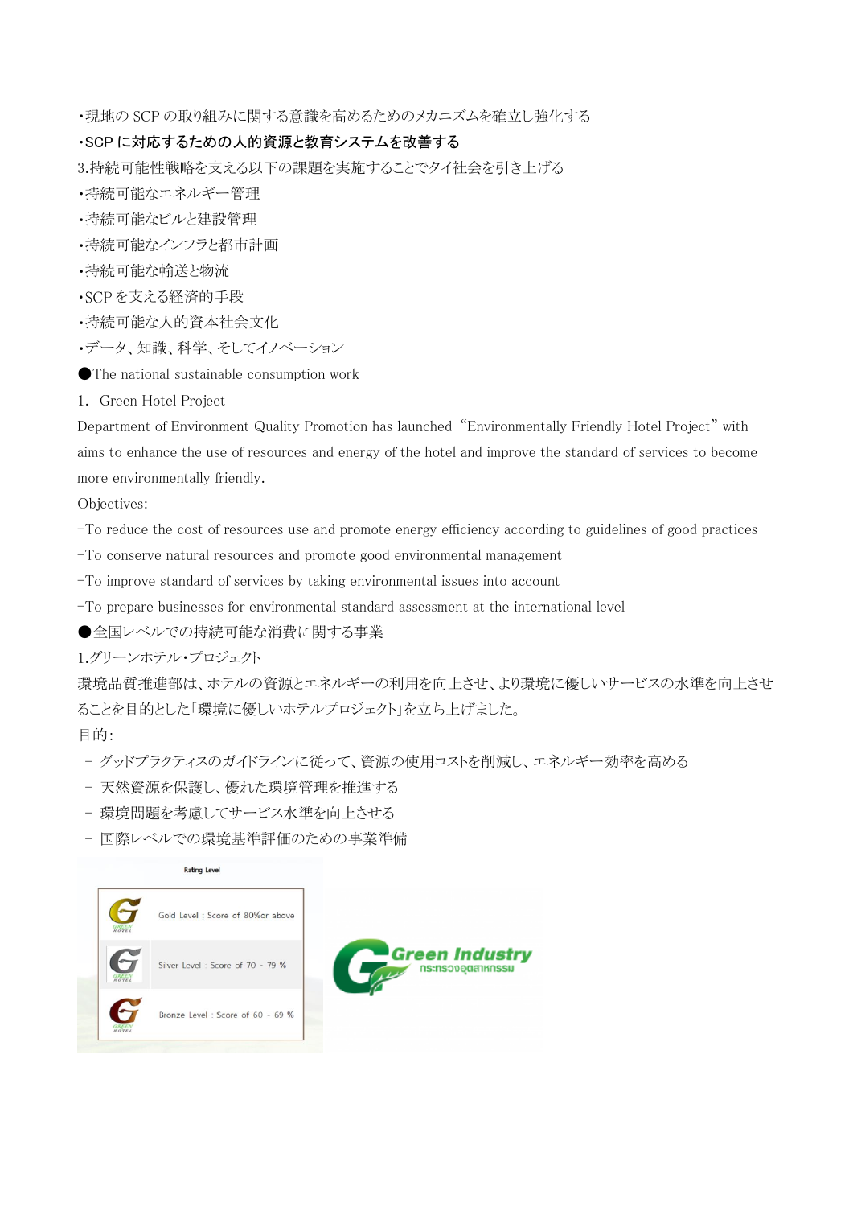・現地の SCP の取り組みに関する意識を高めるためのメカニズムを確立し強化する

**・SCP に対応するための人的資源と教育システムを改善する**

3.持続可能性戦略を支える以下の課題を実施することでタイ社会を引き上げる

・持続可能なエネルギー管理

・持続可能なビルと建設管理

・持続可能なインフラと都市計画

・持続可能な輸送と物流

・SCP を支える経済的手段

・持続可能な人的資本社会文化

・データ、知識、科学、そしてイノベーション

●The national sustainable consumption work

1. Green Hotel Project

Department of Environment Quality Promotion has launched "Environmentally Friendly Hotel Project" with aims to enhance the use of resources and energy of the hotel and improve the standard of services to become more environmentally friendly.

Objectives:

-To reduce the cost of resources use and promote energy efficiency according to guidelines of good practices

-To conserve natural resources and promote good environmental management

-To improve standard of services by taking environmental issues into account

-To prepare businesses for environmental standard assessment at the international level

●全国レベルでの持続可能な消費に関する事業

1.グリーンホテル・プロジェクト

環境品質推進部は、ホテルの資源とエネルギーの利用を向上させ、より環境に優しいサービスの水準を向上させることを目的とした「環境に優しいホテルプロジェクト」を立ち上げました。

目的:

- グッドプラクティスのガイドラインに従って、資源の使用コストを削減し、エネルギー効率を高める
- 天然資源を保護し、優れた環境管理を推進する
- 環境問題を考慮してサービス水準を向上させる
- 国際レベルでの環境基準評価のための事業準備

Rating Level

| | |
|---|---|
| G GREEN HOTEL | Gold Level : Score of 80%or above |
| G GREEN HOTEL | Silver Level : Score of 70 - 79 % |
| G GREEN HOTEL | Bronze Level : Score of 60 - 69 % |

Green Industry กระทรวงอุตสาหกรรม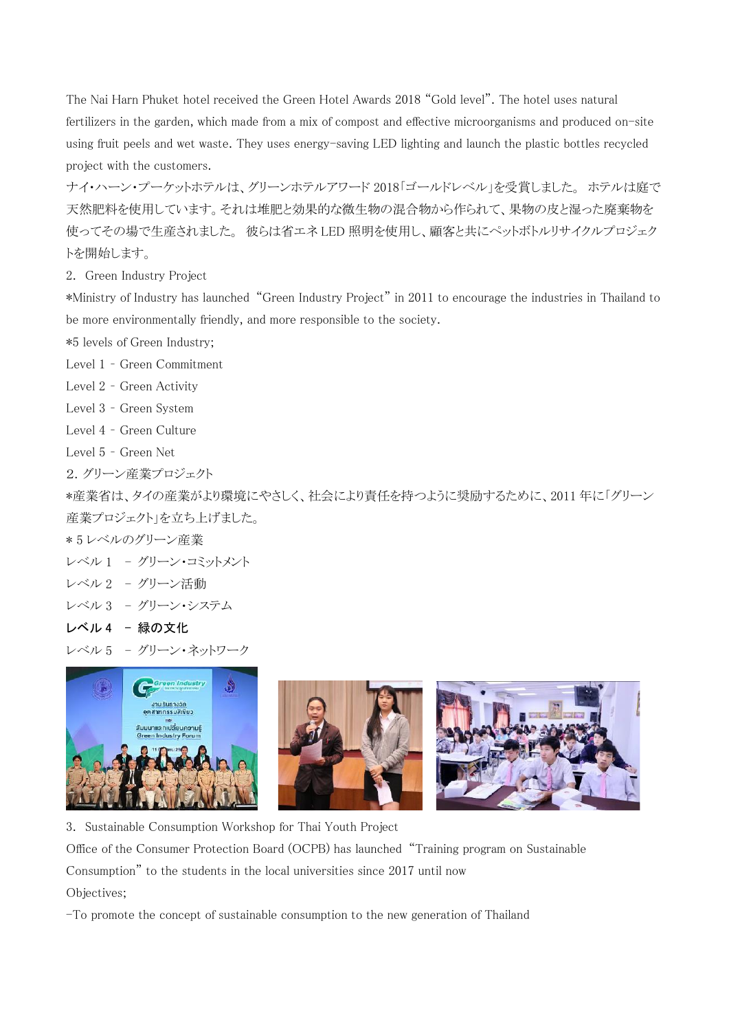The Nai Harn Phuket hotel received the Green Hotel Awards 2018 “Gold level”. The hotel uses natural fertilizers in the garden, which made from a mix of compost and effective microorganisms and produced on-site using fruit peels and wet waste. They uses energy-saving LED lighting and launch the plastic bottles recycled project with the customers.

ナイ・ハーン・プーケットホテルは、グリーンホテルアワード 2018「ゴールドレベル」を受賞しました。 ホテルは庭で天然肥料を使用しています。それは堆肥と効果的な微生物の混合物から作られて、果物の皮と湿った廃棄物を使ってその場で生産されました。 彼らは省エネ LED 照明を使用し、顧客と共にペットボトルリサイクルプロジェクトを開始します。

2. Green Industry Project

*Ministry of Industry has launched “Green Industry Project” in 2011 to encourage the industries in Thailand to be more environmentally friendly, and more responsible to the society.

*5 levels of Green Industry;

Level 1 - Green Commitment

Level 2 - Green Activity

Level 3 - Green System

Level 4 - Green Culture

Level 5 - Green Net

2. グリーン産業プロジェクト

*産業省は、タイの産業がより環境にやさしく、社会により責任を持つように奨励するために、2011 年に「グリーン産業プロジェクト」を立ち上げました。

* 5 レベルのグリーン産業

レベル 1 – グリーン・コミットメント

レベル 2 – グリーン活動

レベル 3 – グリーン・システム

**レベル 4 – 緑の文化**

レベル 5 – グリーン・ネットワーク

3. Sustainable Consumption Workshop for Thai Youth Project

Office of the Consumer Protection Board (OCPB) has launched “Training program on Sustainable Consumption” to the students in the local universities since 2017 until now

Objectives;

-To promote the concept of sustainable consumption to the new generation of Thailand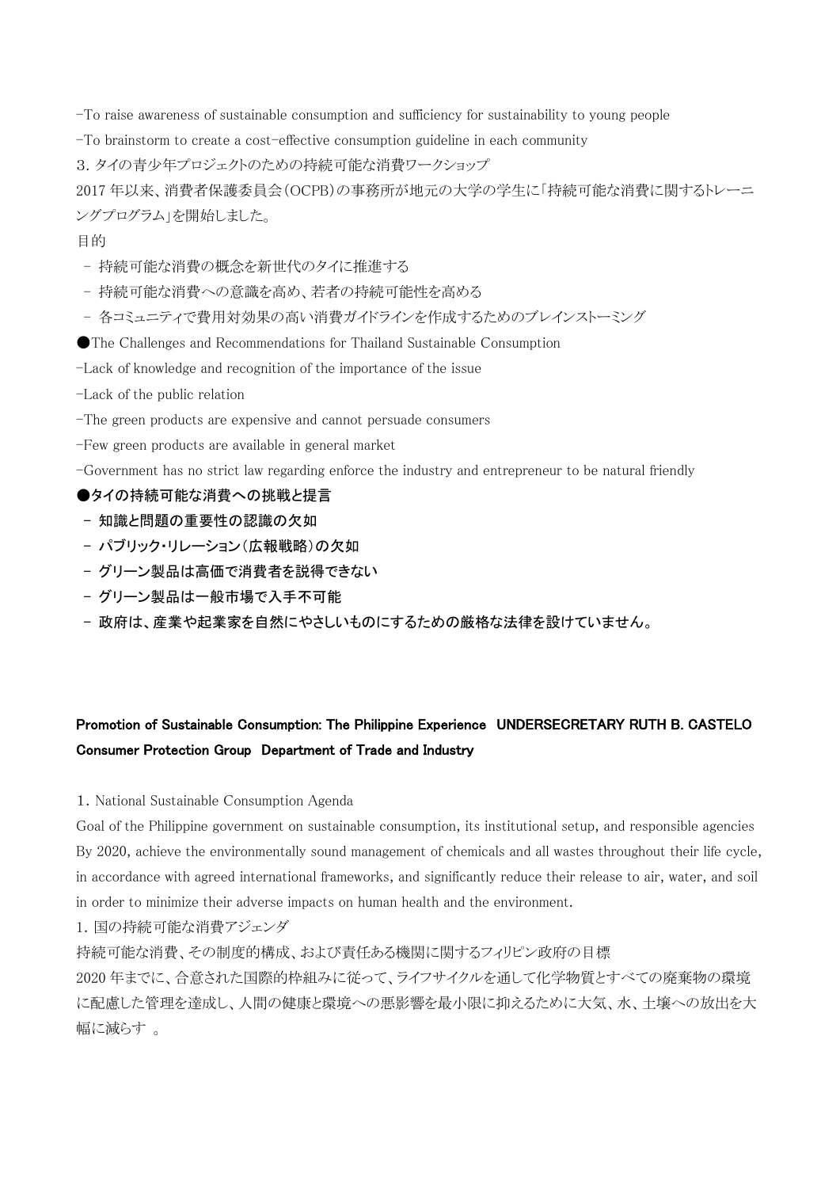-To raise awareness of sustainable consumption and sufficiency for sustainability to young people

-To brainstorm to create a cost-effective consumption guideline in each community

3. タイの青少年プロジェクトのための持続可能な消費ワークショップ

2017 年以来、消費者保護委員会（OCPB）の事務所が地元の大学の学生に「持続可能な消費に関するトレーニングプログラム」を開始しました。

目的

- 持続可能な消費の概念を新世代のタイに推進する
- 持続可能な消費への意識を高め、若者の持続可能性を高める
- 各コミュニティで費用対効果の高い消費ガイドラインを作成するためのブレインストーミング

●The Challenges and Recommendations for Thailand Sustainable Consumption

-Lack of knowledge and recognition of the importance of the issue

-Lack of the public relation

-The green products are expensive and cannot persuade consumers

-Few green products are available in general market

-Government has no strict law regarding enforce the industry and entrepreneur to be natural friendly

**●タイの持続可能な消費への挑戦と提言**

- **知識と問題の重要性の認識の欠如**
- **パブリック・リレーション（広報戦略）の欠如**
- **グリーン製品は高価で消費者を説得できない**
- **グリーン製品は一般市場で入手不可能**
- **政府は、産業や起業家を自然にやさしいものにするための厳格な法律を設けていません。**

**Promotion of Sustainable Consumption: The Philippine Experience UNDERSECRETARY RUTH B. CASTELO Consumer Protection Group Department of Trade and Industry**

1. National Sustainable Consumption Agenda

Goal of the Philippine government on sustainable consumption, its institutional setup, and responsible agencies By 2020, achieve the environmentally sound management of chemicals and all wastes throughout their life cycle, in accordance with agreed international frameworks, and significantly reduce their release to air, water, and soil in order to minimize their adverse impacts on human health and the environment.

1. 国の持続可能な消費アジェンダ

持続可能な消費、その制度的構成、および責任ある機関に関するフィリピン政府の目標

2020 年までに、合意された国際的枠組みに従って、ライフサイクルを通して化学物質とすべての廃棄物の環境に配慮した管理を達成し、人間の健康と環境への悪影響を最小限に抑えるために大気、水、土壌への放出を大幅に減らす 。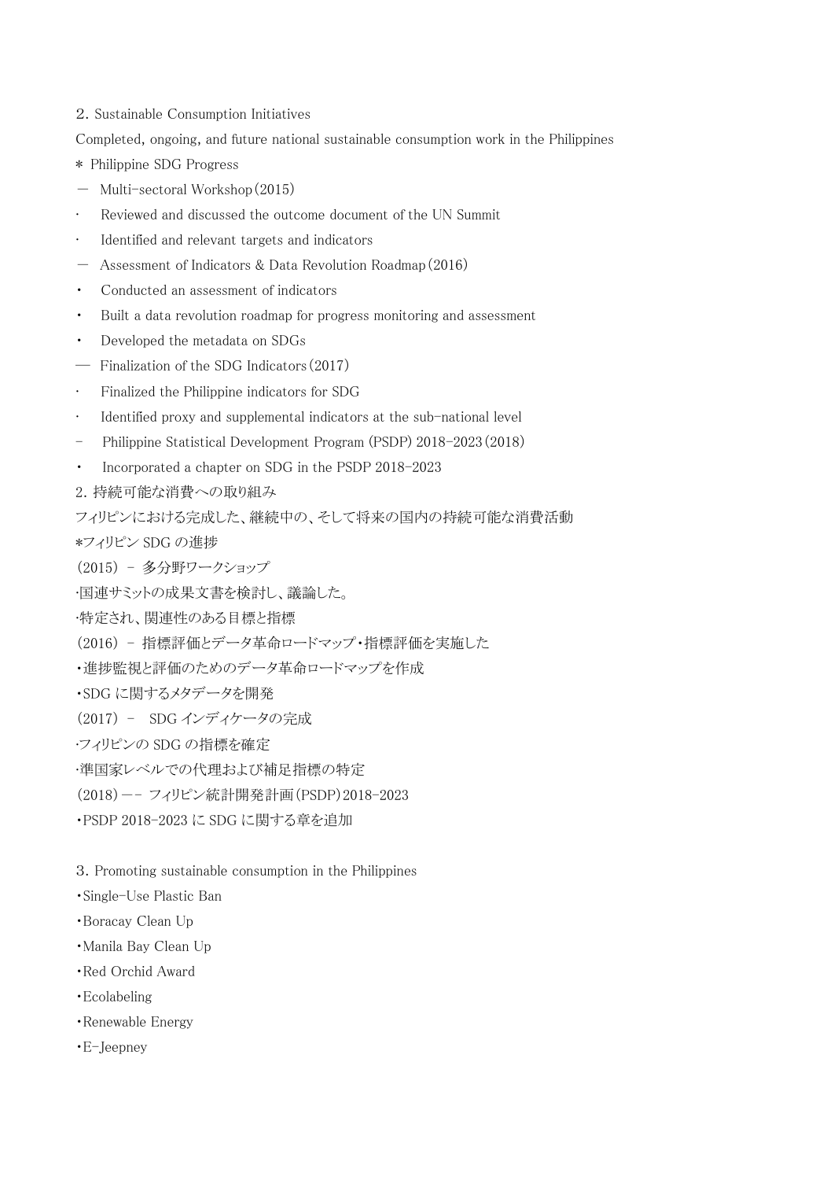## 2. Sustainable Consumption Initiatives

Completed, ongoing, and future national sustainable consumption work in the Philippines

* Philippine SDG Progress

－ Multi-sectoral Workshop (2015)

- Reviewed and discussed the outcome document of the UN Summit
- Identified and relevant targets and indicators

－ Assessment of Indicators & Data Revolution Roadmap (2016)

- Conducted an assessment of indicators
- Built a data revolution roadmap for progress monitoring and assessment
- Developed the metadata on SDGs

— Finalization of the SDG Indicators (2017)

- Finalized the Philippine indicators for SDG
- Identified proxy and supplemental indicators at the sub-national level

- Philippine Statistical Development Program (PSDP) 2018-2023 (2018)

- Incorporated a chapter on SDG in the PSDP 2018-2023

## 2. 持続可能な消費への取り組み

フィリピンにおける完成した、継続中の、そして将来の国内の持続可能な消費活動

*フィリピン SDG の進捗

（2015） - 多分野ワークショップ

- 国連サミットの成果文書を検討し、議論した。
- 特定され、関連性のある目標と指標

（2016） - 指標評価とデータ革命ロードマップ・指標評価を実施した

- 進捗監視と評価のためのデータ革命ロードマップを作成
- SDG に関するメタデータを開発

（2017） - SDG インディケータの完成

- フィリピンの SDG の指標を確定
- 準国家レベルでの代理および補足指標の特定

（2018）−− フィリピン統計開発計画（PSDP）2018-2023

- PSDP 2018-2023 に SDG に関する章を追加

## 3. Promoting sustainable consumption in the Philippines

- Single-Use Plastic Ban
- Boracay Clean Up
- Manila Bay Clean Up
- Red Orchid Award
- Ecolabeling
- Renewable Energy
- E-Jeepney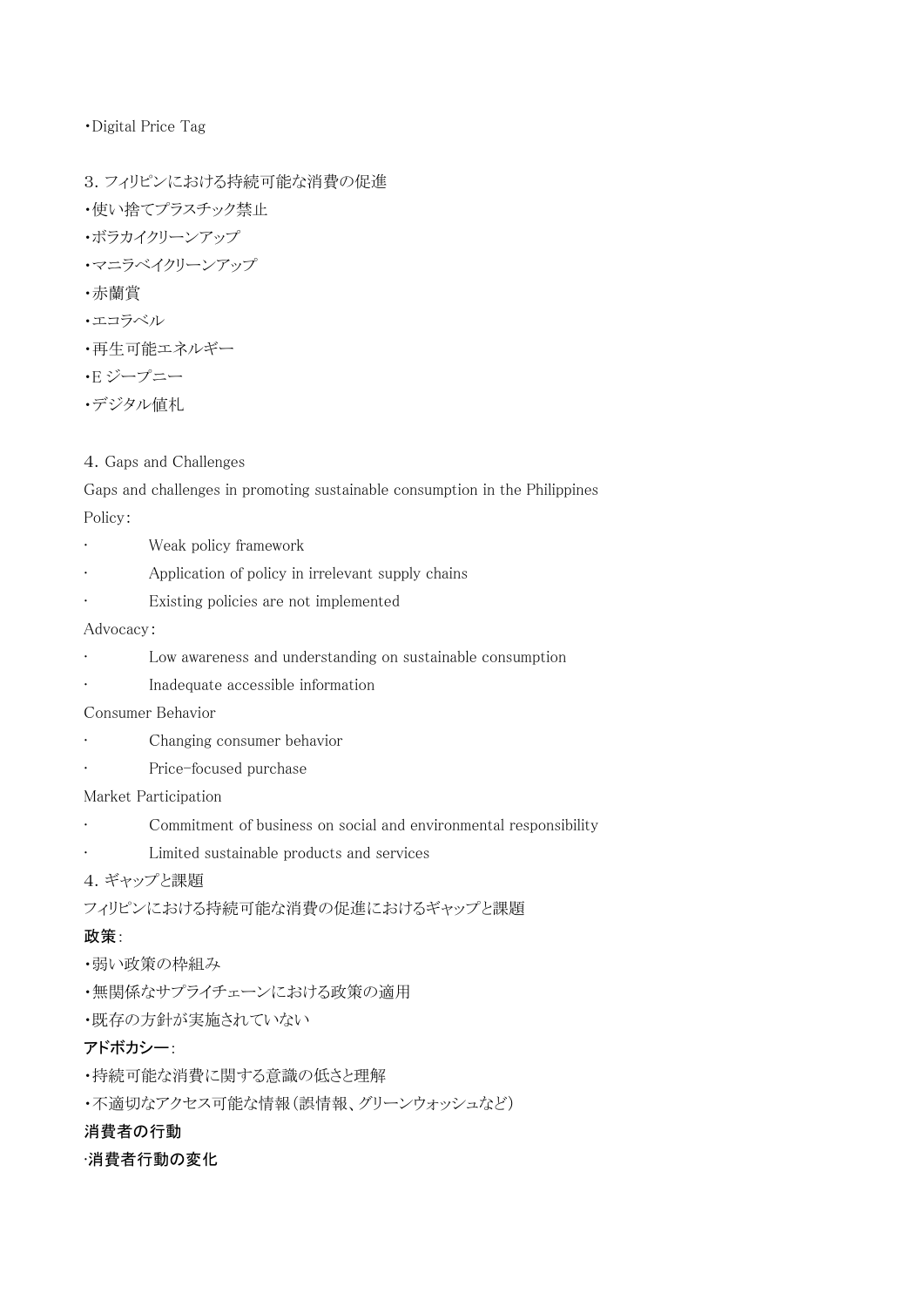・Digital Price Tag

3. フィリピンにおける持続可能な消費の促進

・使い捨てプラスチック禁止
・ボラカイクリーンアップ
・マニラベイクリーンアップ
・赤蘭賞
・エコラベル
・再生可能エネルギー
・E ジープニー
・デジタル値札

4. Gaps and Challenges

Gaps and challenges in promoting sustainable consumption in the Philippines

Policy:

- Weak policy framework
- Application of policy in irrelevant supply chains
- Existing policies are not implemented

Advocacy:

- Low awareness and understanding on sustainable consumption
- Inadequate accessible information

Consumer Behavior

- Changing consumer behavior
- Price-focused purchase

Market Participation

- Commitment of business on social and environmental responsibility
- Limited sustainable products and services

4. ギャップと課題

フィリピンにおける持続可能な消費の促進におけるギャップと課題

**政策**:

・弱い政策の枠組み
・無関係なサプライチェーンにおける政策の適用
・既存の方針が実施されていない

**アドボカシー**:

・持続可能な消費に関する意識の低さと理解
・不適切なアクセス可能な情報(誤情報、グリーンウォッシュなど)

**消費者の行動**

**·消費者行動の変化**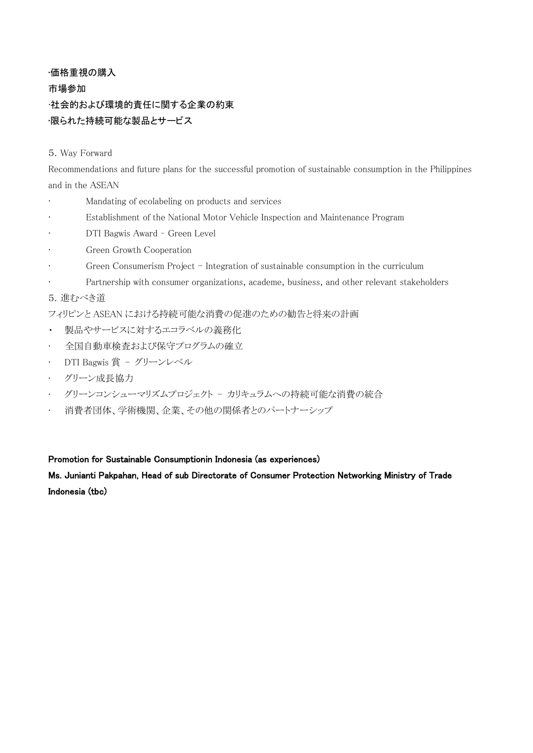**·価格重視の購入**

**市場参加**

**·社会的および環境的責任に関する企業の約束**

**·限られた持続可能な製品とサービス**

5. Way Forward

Recommendations and future plans for the successful promotion of sustainable consumption in the Philippines and in the ASEAN

- Mandating of ecolabeling on products and services
- Establishment of the National Motor Vehicle Inspection and Maintenance Program
- DTI Bagwis Award – Green Level
- Green Growth Cooperation
- Green Consumerism Project – Integration of sustainable consumption in the curriculum
- Partnership with consumer organizations, academe, business, and other relevant stakeholders

5. 進むべき道

フィリピンと ASEAN における持続可能な消費の促進のための勧告と将来の計画

- 製品やサービスに対するエコラベルの義務化
- 全国自動車検査および保守プログラムの確立
- DTI Bagwis 賞 – グリーンレベル
- グリーン成長協力
- グリーンコンシューマリズムプロジェクト – カリキュラムへの持続可能な消費の統合
- 消費者団体、学術機関、企業、その他の関係者とのパートナーシップ

**Promotion for Sustainable Consumptionin Indonesia (as experiences)**

**Ms. Junianti Pakpahan, Head of sub Directorate of Consumer Protection Networking Ministry of Trade Indonesia (tbc)**